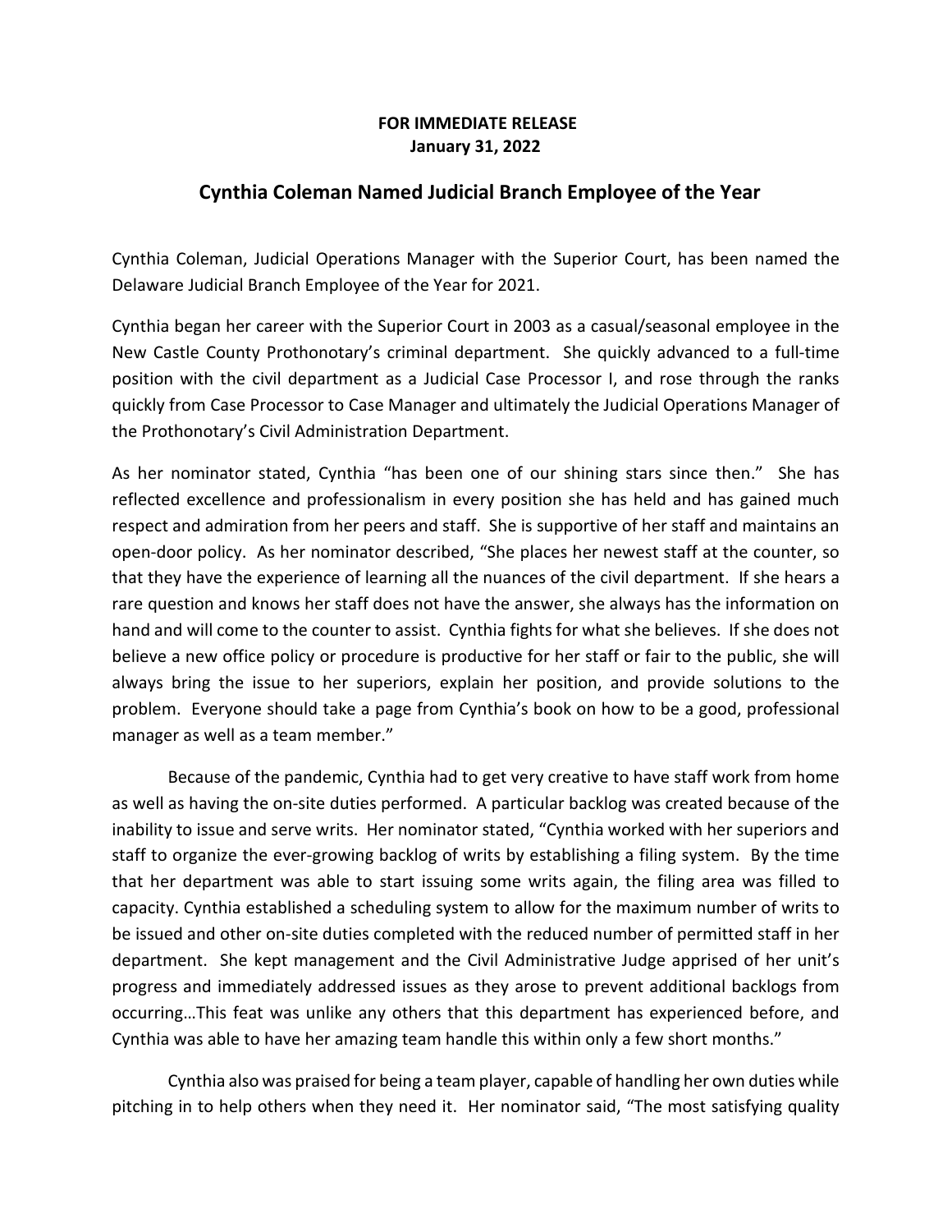**FOR IMMEDIATE RELEASE**
**January 31, 2022**

# Cynthia Coleman Named Judicial Branch Employee of the Year

Cynthia Coleman, Judicial Operations Manager with the Superior Court, has been named the Delaware Judicial Branch Employee of the Year for 2021.

Cynthia began her career with the Superior Court in 2003 as a casual/seasonal employee in the New Castle County Prothonotary's criminal department. She quickly advanced to a full-time position with the civil department as a Judicial Case Processor I, and rose through the ranks quickly from Case Processor to Case Manager and ultimately the Judicial Operations Manager of the Prothonotary's Civil Administration Department.

As her nominator stated, Cynthia "has been one of our shining stars since then." She has reflected excellence and professionalism in every position she has held and has gained much respect and admiration from her peers and staff. She is supportive of her staff and maintains an open-door policy. As her nominator described, "She places her newest staff at the counter, so that they have the experience of learning all the nuances of the civil department. If she hears a rare question and knows her staff does not have the answer, she always has the information on hand and will come to the counter to assist. Cynthia fights for what she believes. If she does not believe a new office policy or procedure is productive for her staff or fair to the public, she will always bring the issue to her superiors, explain her position, and provide solutions to the problem. Everyone should take a page from Cynthia's book on how to be a good, professional manager as well as a team member."

Because of the pandemic, Cynthia had to get very creative to have staff work from home as well as having the on-site duties performed. A particular backlog was created because of the inability to issue and serve writs. Her nominator stated, "Cynthia worked with her superiors and staff to organize the ever-growing backlog of writs by establishing a filing system. By the time that her department was able to start issuing some writs again, the filing area was filled to capacity. Cynthia established a scheduling system to allow for the maximum number of writs to be issued and other on-site duties completed with the reduced number of permitted staff in her department. She kept management and the Civil Administrative Judge apprised of her unit's progress and immediately addressed issues as they arose to prevent additional backlogs from occurring…This feat was unlike any others that this department has experienced before, and Cynthia was able to have her amazing team handle this within only a few short months."

Cynthia also was praised for being a team player, capable of handling her own duties while pitching in to help others when they need it. Her nominator said, "The most satisfying quality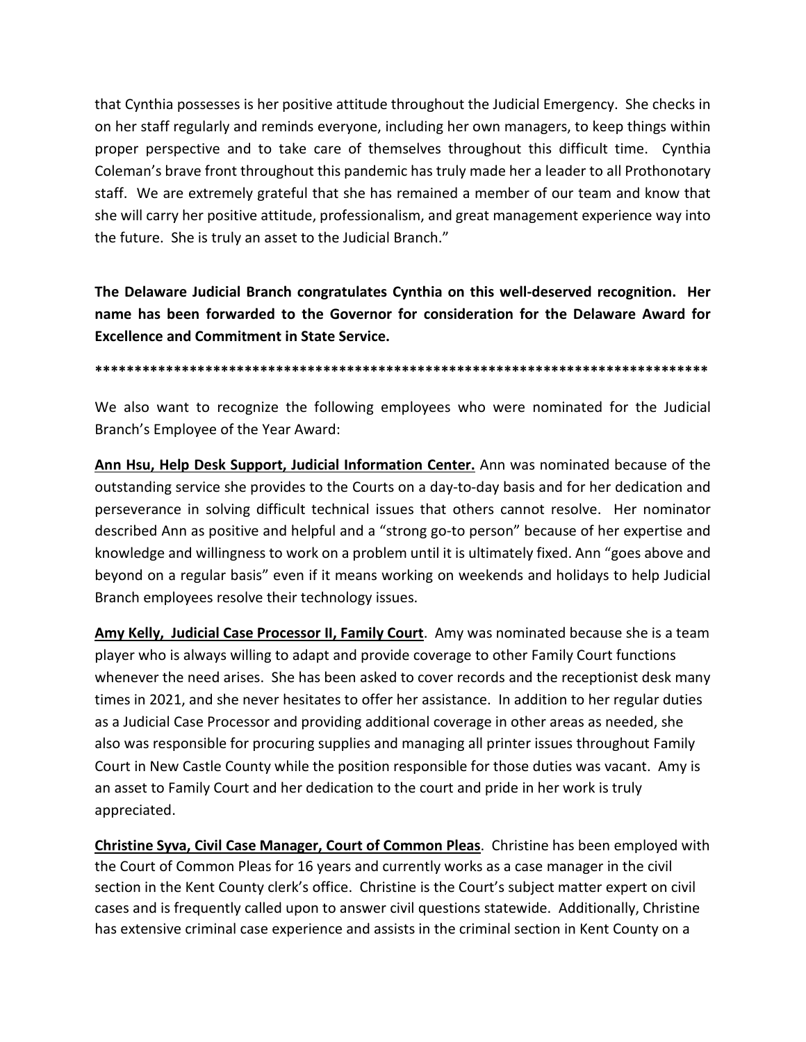that Cynthia possesses is her positive attitude throughout the Judicial Emergency. She checks in on her staff regularly and reminds everyone, including her own managers, to keep things within proper perspective and to take care of themselves throughout this difficult time. Cynthia Coleman's brave front throughout this pandemic has truly made her a leader to all Prothonotary staff. We are extremely grateful that she has remained a member of our team and know that she will carry her positive attitude, professionalism, and great management experience way into the future. She is truly an asset to the Judicial Branch."

**The Delaware Judicial Branch congratulates Cynthia on this well-deserved recognition. Her name has been forwarded to the Governor for consideration for the Delaware Award for Excellence and Commitment in State Service.**

**********************************************************************************

We also want to recognize the following employees who were nominated for the Judicial Branch's Employee of the Year Award:

**Ann Hsu, Help Desk Support, Judicial Information Center.** Ann was nominated because of the outstanding service she provides to the Courts on a day-to-day basis and for her dedication and perseverance in solving difficult technical issues that others cannot resolve. Her nominator described Ann as positive and helpful and a "strong go-to person" because of her expertise and knowledge and willingness to work on a problem until it is ultimately fixed. Ann "goes above and beyond on a regular basis" even if it means working on weekends and holidays to help Judicial Branch employees resolve their technology issues.

**Amy Kelly, Judicial Case Processor II, Family Court**. Amy was nominated because she is a team player who is always willing to adapt and provide coverage to other Family Court functions whenever the need arises. She has been asked to cover records and the receptionist desk many times in 2021, and she never hesitates to offer her assistance. In addition to her regular duties as a Judicial Case Processor and providing additional coverage in other areas as needed, she also was responsible for procuring supplies and managing all printer issues throughout Family Court in New Castle County while the position responsible for those duties was vacant. Amy is an asset to Family Court and her dedication to the court and pride in her work is truly appreciated.

**Christine Syva, Civil Case Manager, Court of Common Pleas**. Christine has been employed with the Court of Common Pleas for 16 years and currently works as a case manager in the civil section in the Kent County clerk's office. Christine is the Court's subject matter expert on civil cases and is frequently called upon to answer civil questions statewide. Additionally, Christine has extensive criminal case experience and assists in the criminal section in Kent County on a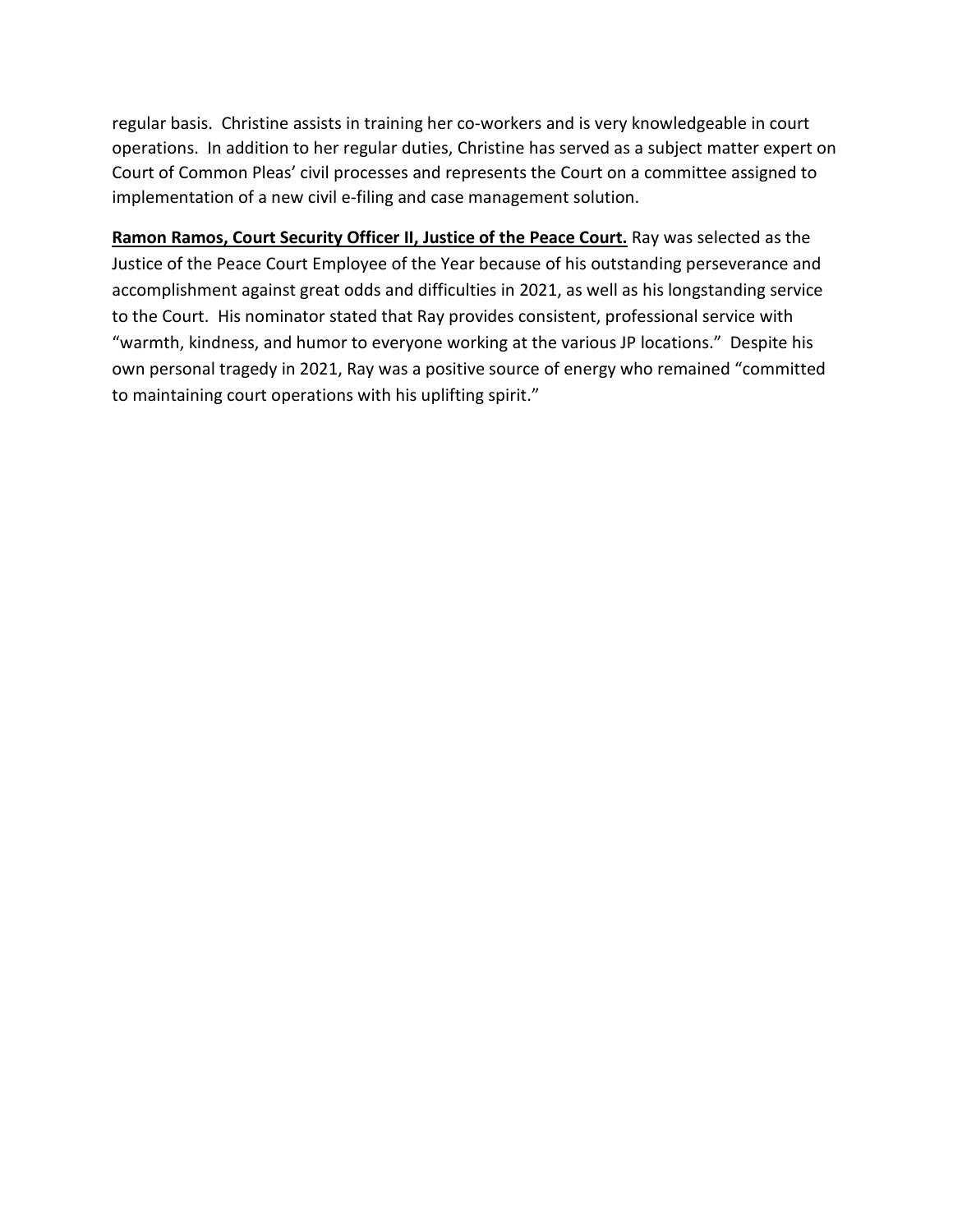regular basis. Christine assists in training her co-workers and is very knowledgeable in court operations. In addition to her regular duties, Christine has served as a subject matter expert on Court of Common Pleas' civil processes and represents the Court on a committee assigned to implementation of a new civil e-filing and case management solution.

**Ramon Ramos, Court Security Officer II, Justice of the Peace Court.** Ray was selected as the Justice of the Peace Court Employee of the Year because of his outstanding perseverance and accomplishment against great odds and difficulties in 2021, as well as his longstanding service to the Court. His nominator stated that Ray provides consistent, professional service with "warmth, kindness, and humor to everyone working at the various JP locations." Despite his own personal tragedy in 2021, Ray was a positive source of energy who remained "committed to maintaining court operations with his uplifting spirit."